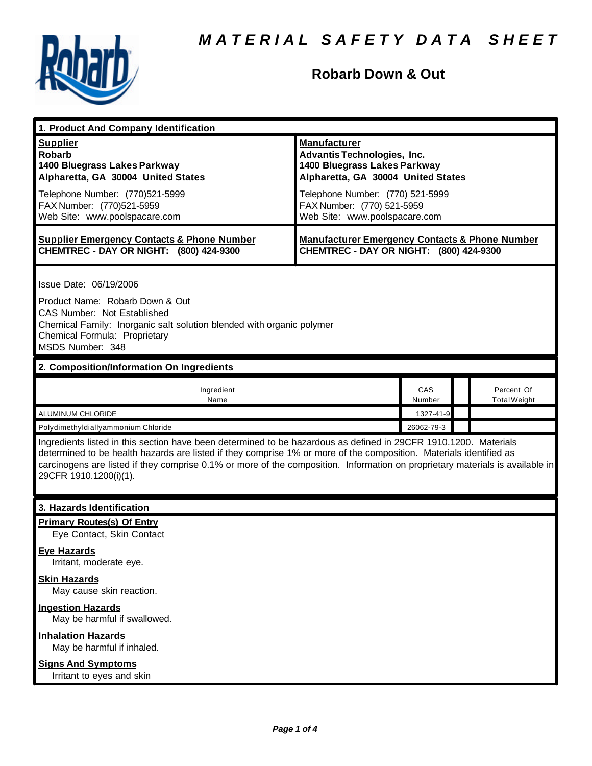# MATERIAL SAFETY DATA SHEET

## Robarb Down & Out

### 1. Product And Company Identification

| **Supplier** | **Manufacturer** |
|---|---|
| **Robarb**<br>**1400 Bluegrass Lakes Parkway**<br>**Alpharetta, GA 30004 United States** | **Advantis Technologies, Inc.**<br>**1400 Bluegrass Lakes Parkway**<br>**Alpharetta, GA 30004 United States** |
| Telephone Number: (770)521-5999<br>FAX Number: (770)521-5959<br>Web Site: www.poolspacare.com | Telephone Number: (770) 521-5999<br>FAX Number: (770) 521-5959<br>Web Site: www.poolspacare.com |
| **Supplier Emergency Contacts & Phone Number**<br>**CHEMTREC - DAY OR NIGHT: (800) 424-9300** | **Manufacturer Emergency Contacts & Phone Number**<br>**CHEMTREC - DAY OR NIGHT: (800) 424-9300** |

Issue Date: 06/19/2006

Product Name: Robarb Down & Out
CAS Number: Not Established
Chemical Family: Inorganic salt solution blended with organic polymer
Chemical Formula: Proprietary
MSDS Number: 348

### 2. Composition/Information On Ingredients

| Ingredient Name | CAS Number | | Percent Of Total Weight |
|---|---|---|---|
| ALUMINUM CHLORIDE | 1327-41-9 | | |
| Polydimethyldiallyammonium Chloride | 26062-79-3 | | |

Ingredients listed in this section have been determined to be hazardous as defined in 29CFR 1910.1200. Materials determined to be health hazards are listed if they comprise 1% or more of the composition. Materials identified as carcinogens are listed if they comprise 0.1% or more of the composition. Information on proprietary materials is available in 29CFR 1910.1200(i)(1).

### 3. Hazards Identification

**Primary Routes(s) Of Entry**
Eye Contact, Skin Contact

**Eye Hazards**
Irritant, moderate eye.

**Skin Hazards**
May cause skin reaction.

**Ingestion Hazards**
May be harmful if swallowed.

**Inhalation Hazards**
May be harmful if inhaled.

**Signs And Symptoms**
Irritant to eyes and skin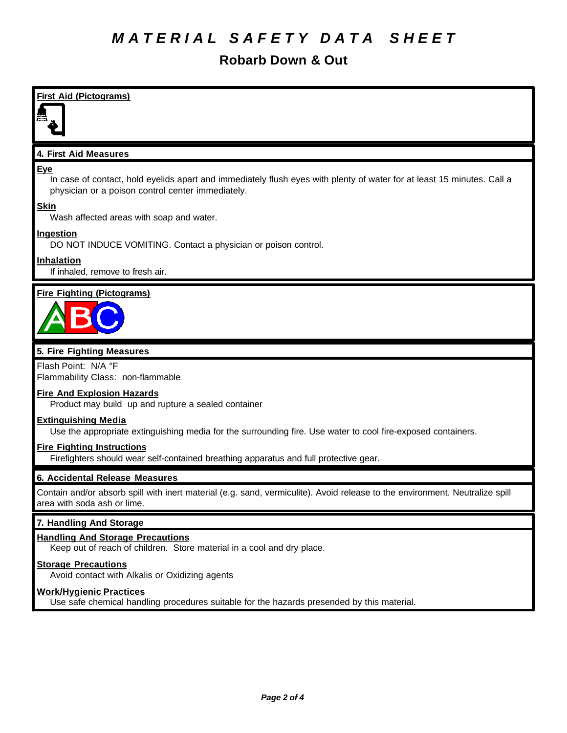# MATERIAL SAFETY DATA SHEET

## Robarb Down & Out

### First Aid (Pictograms)

### 4. First Aid Measures

**Eye**

In case of contact, hold eyelids apart and immediately flush eyes with plenty of water for at least 15 minutes. Call a physician or a poison control center immediately.

**Skin**

Wash affected areas with soap and water.

**Ingestion**

DO NOT INDUCE VOMITING. Contact a physician or poison control.

**Inhalation**

If inhaled, remove to fresh air.

### Fire Fighting (Pictograms)

### 5. Fire Fighting Measures

Flash Point: N/A °F
Flammability Class: non-flammable

**Fire And Explosion Hazards**

Product may build up and rupture a sealed container

**Extinguishing Media**

Use the appropriate extinguishing media for the surrounding fire. Use water to cool fire-exposed containers.

**Fire Fighting Instructions**

Firefighters should wear self-contained breathing apparatus and full protective gear.

### 6. Accidental Release Measures

Contain and/or absorb spill with inert material (e.g. sand, vermiculite). Avoid release to the environment. Neutralize spill area with soda ash or lime.

### 7. Handling And Storage

**Handling And Storage Precautions**

Keep out of reach of children. Store material in a cool and dry place.

**Storage Precautions**

Avoid contact with Alkalis or Oxidizing agents

**Work/Hygienic Practices**

Use safe chemical handling procedures suitable for the hazards presended by this material.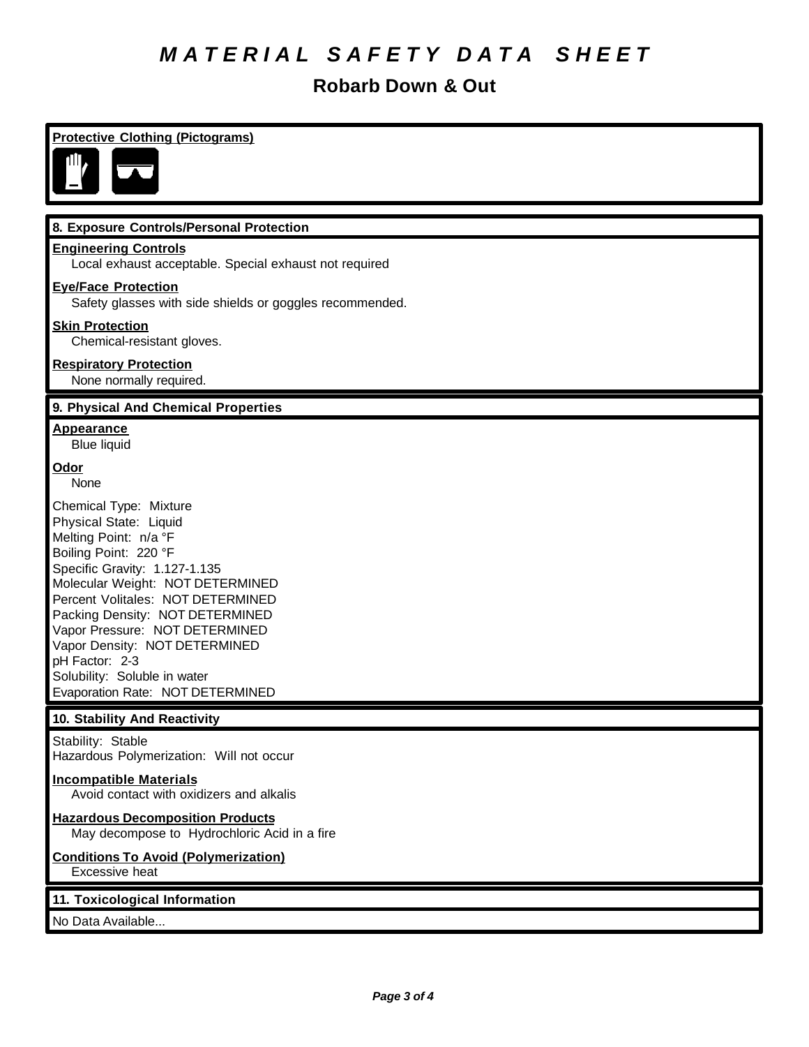# MATERIAL SAFETY DATA SHEET

## Robarb Down & Out

**Protective Clothing (Pictograms)**

### 8. Exposure Controls/Personal Protection

**Engineering Controls**
Local exhaust acceptable. Special exhaust not required

**Eye/Face Protection**
Safety glasses with side shields or goggles recommended.

**Skin Protection**
Chemical-resistant gloves.

**Respiratory Protection**
None normally required.

### 9. Physical And Chemical Properties

**Appearance**
Blue liquid

**Odor**
None

Chemical Type: Mixture
Physical State: Liquid
Melting Point: n/a °F
Boiling Point: 220 °F
Specific Gravity: 1.127-1.135
Molecular Weight: NOT DETERMINED
Percent Volitales: NOT DETERMINED
Packing Density: NOT DETERMINED
Vapor Pressure: NOT DETERMINED
Vapor Density: NOT DETERMINED
pH Factor: 2-3
Solubility: Soluble in water
Evaporation Rate: NOT DETERMINED

### 10. Stability And Reactivity

Stability: Stable
Hazardous Polymerization: Will not occur

**Incompatible Materials**
Avoid contact with oxidizers and alkalis

**Hazardous Decomposition Products**
May decompose to Hydrochloric Acid in a fire

**Conditions To Avoid (Polymerization)**
Excessive heat

### 11. Toxicological Information

No Data Available...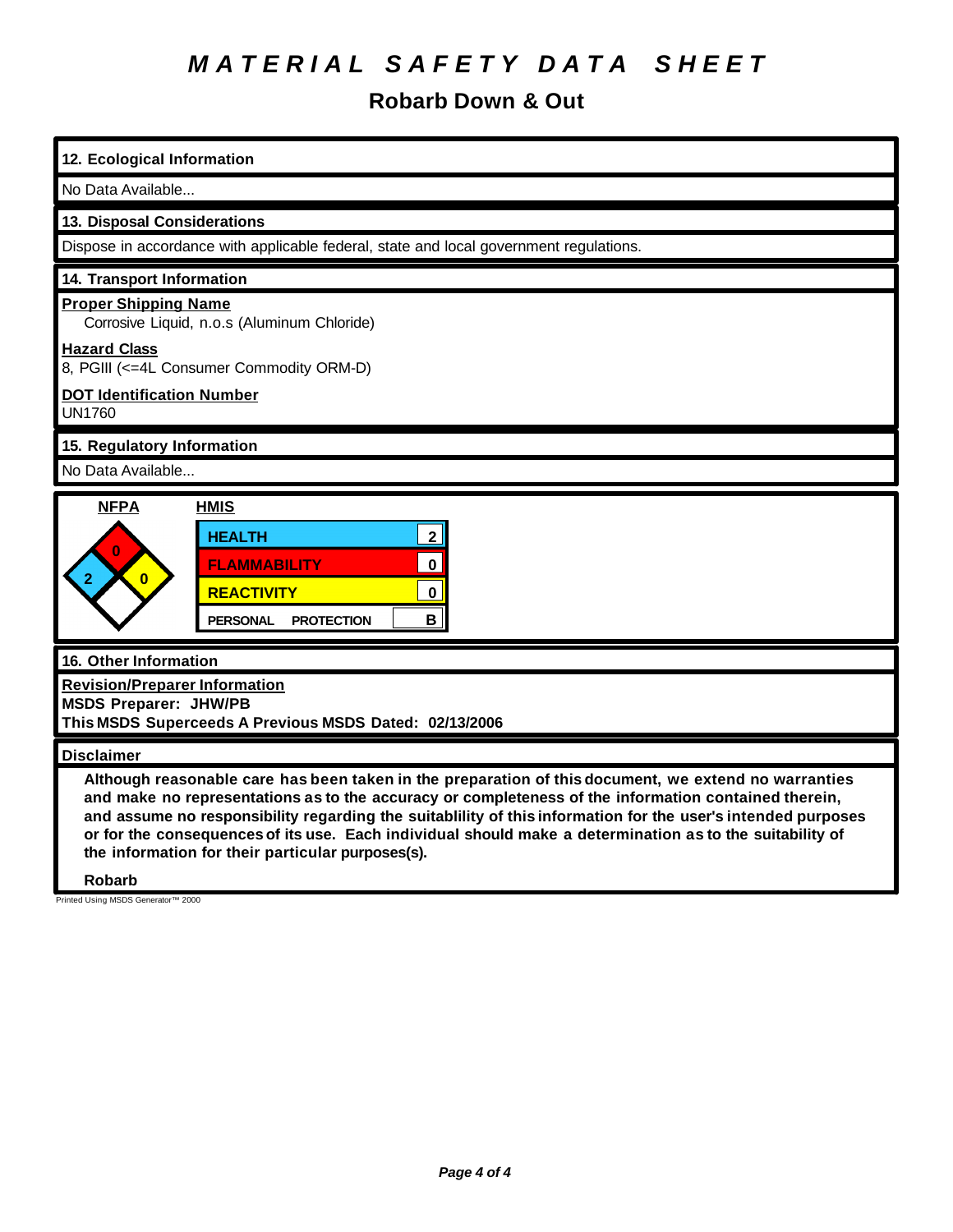# *MATERIAL SAFETY DATA SHEET*

## Robarb Down & Out

### 12. Ecological Information

No Data Available...

### 13. Disposal Considerations

Dispose in accordance with applicable federal, state and local government regulations.

### 14. Transport Information

**Proper Shipping Name**

Corrosive Liquid, n.o.s (Aluminum Chloride)

**Hazard Class**

8, PGIII (<=4L Consumer Commodity ORM-D)

**DOT Identification Number**

UN1760

### 15. Regulatory Information

No Data Available...

**NFPA**

Flammability: 0
Health: 2
Reactivity: 0

**HMIS**

| | |
|---|---|
| HEALTH | 2 |
| FLAMMABILITY | 0 |
| REACTIVITY | 0 |
| PERSONAL PROTECTION | B |

### 16. Other Information

**Revision/Preparer Information**

**MSDS Preparer: JHW/PB**

**This MSDS Superceeds A Previous MSDS Dated: 02/13/2006**

### Disclaimer

**Although reasonable care has been taken in the preparation of this document, we extend no warranties and make no representations as to the accuracy or completeness of the information contained therein, and assume no responsibility regarding the suitablility of this information for the user's intended purposes or for the consequences of its use. Each individual should make a determination as to the suitability of the information for their particular purposes(s).**

**Robarb**

Printed Using MSDS Generator™ 2000